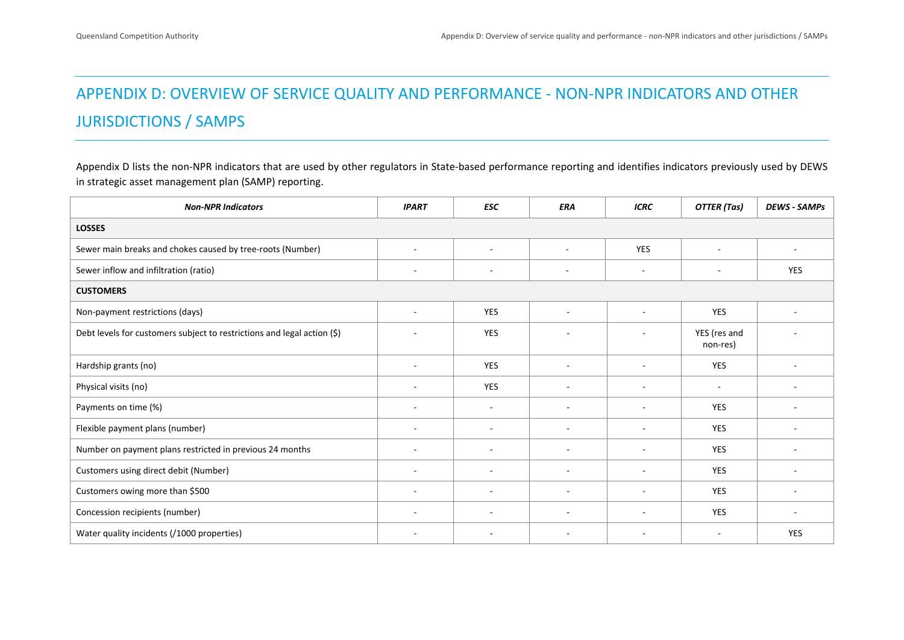# APPENDIX D: OVERVIEW OF SERVICE QUALITY AND PERFORMANCE - NON-NPR INDICATORS AND OTHER JURISDICTIONS / SAMPS

Appendix D lists the non-NPR indicators that are used by other regulators in State-based performance reporting and identifies indicators previously used by DEWS in strategic asset management plan (SAMP) reporting.

| ***Non-NPR Indicators*** | ***IPART*** | ***ESC*** | ***ERA*** | ***ICRC*** | ***OTTER (Tas)*** | ***DEWS - SAMPs*** |
|---|---|---|---|---|---|---|
| **LOSSES** | | | | | | |
| Sewer main breaks and chokes caused by tree-roots (Number) | - | - | - | YES | - | - |
| Sewer inflow and infiltration (ratio) | - | - | - | - | - | YES |
| **CUSTOMERS** | | | | | | |
| Non-payment restrictions (days) | - | YES | - | - | YES | - |
| Debt levels for customers subject to restrictions and legal action ($) | - | YES | - | - | YES (res and non-res) | - |
| Hardship grants (no) | - | YES | - | - | YES | - |
| Physical visits (no) | - | YES | - | - | - | - |
| Payments on time (%) | - | - | - | - | YES | - |
| Flexible payment plans (number) | - | - | - | - | YES | - |
| Number on payment plans restricted in previous 24 months | - | - | - | - | YES | - |
| Customers using direct debit (Number) | - | - | - | - | YES | - |
| Customers owing more than $500 | - | - | - | - | YES | - |
| Concession recipients (number) | - | - | - | - | YES | - |
| Water quality incidents (/1000 properties) | - | - | - | - | - | YES |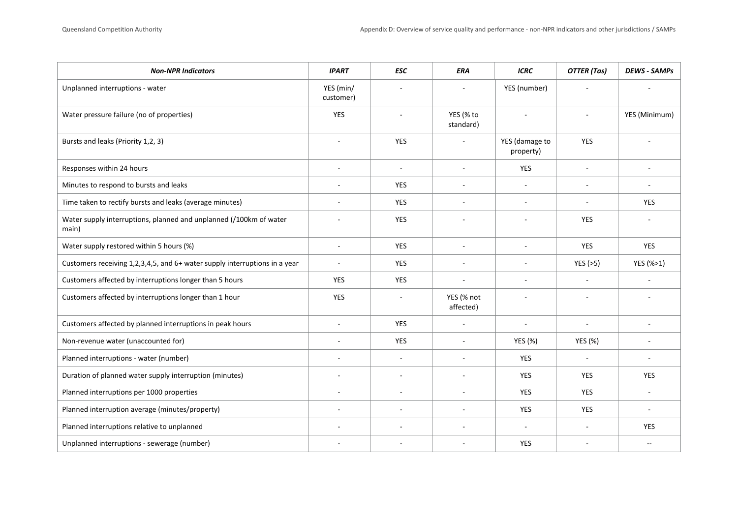| ***Non-NPR Indicators*** | ***IPART*** | ***ESC*** | ***ERA*** | ***ICRC*** | ***OTTER (Tas)*** | ***DEWS - SAMPs*** |
|---|---|---|---|---|---|---|
| Unplanned interruptions - water | YES (min/ customer) | - | - | YES (number) | - | - |
| Water pressure failure (no of properties) | YES | - | YES (% to standard) | - | - | YES (Minimum) |
| Bursts and leaks (Priority 1,2, 3) | - | YES | - | YES (damage to property) | YES | - |
| Responses within 24 hours | - | - | - | YES | - | - |
| Minutes to respond to bursts and leaks | - | YES | - | - | - | - |
| Time taken to rectify bursts and leaks (average minutes) | - | YES | - | - | - | YES |
| Water supply interruptions, planned and unplanned (/100km of water main) | - | YES | - | - | YES | - |
| Water supply restored within 5 hours (%) | - | YES | - | - | YES | YES |
| Customers receiving 1,2,3,4,5, and 6+ water supply interruptions in a year | - | YES | - | - | YES (>5) | YES (%>1) |
| Customers affected by interruptions longer than 5 hours | YES | YES | - | - | - | - |
| Customers affected by interruptions longer than 1 hour | YES | - | YES (% not affected) | - | - | - |
| Customers affected by planned interruptions in peak hours | - | YES | - | - | - | - |
| Non-revenue water (unaccounted for) | - | YES | - | YES (%) | YES (%) | - |
| Planned interruptions - water (number) | - | - | - | YES | - | - |
| Duration of planned water supply interruption (minutes) | - | - | - | YES | YES | YES |
| Planned interruptions per 1000 properties | - | - | - | YES | YES | - |
| Planned interruption average (minutes/property) | - | - | - | YES | YES | - |
| Planned interruptions relative to unplanned | - | - | - | - | - | YES |
| Unplanned interruptions - sewerage (number) | - | - | - | YES | - | -- |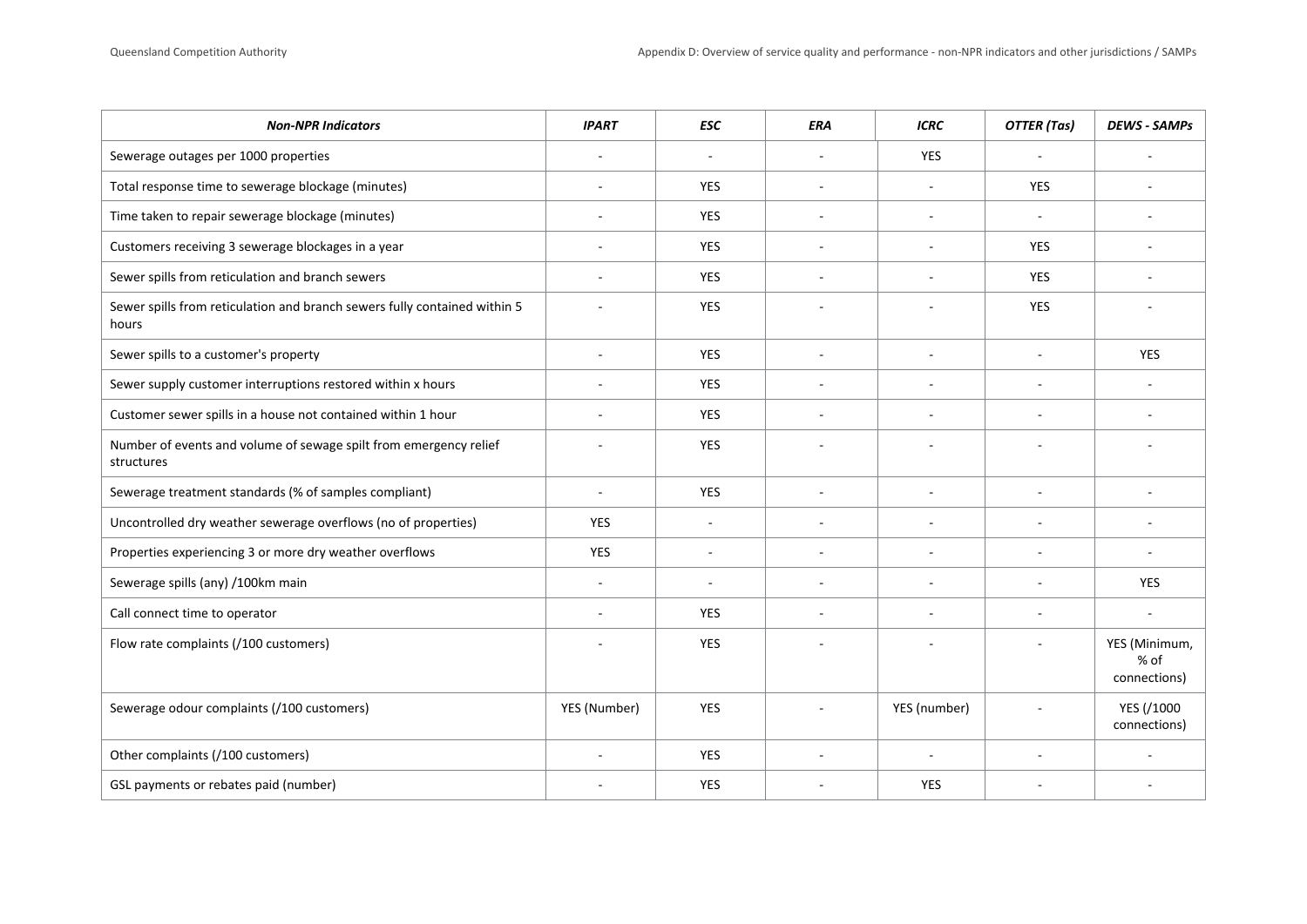| *Non-NPR Indicators* | *IPART* | *ESC* | *ERA* | *ICRC* | *OTTER (Tas)* | *DEWS - SAMPs* |
|---|---|---|---|---|---|---|
| Sewerage outages per 1000 properties | - | - | - | YES | - | - |
| Total response time to sewerage blockage (minutes) | - | YES | - | - | YES | - |
| Time taken to repair sewerage blockage (minutes) | - | YES | - | - | - | - |
| Customers receiving 3 sewerage blockages in a year | - | YES | - | - | YES | - |
| Sewer spills from reticulation and branch sewers | - | YES | - | - | YES | - |
| Sewer spills from reticulation and branch sewers fully contained within 5 hours | - | YES | - | - | YES | - |
| Sewer spills to a customer's property | - | YES | - | - | - | YES |
| Sewer supply customer interruptions restored within x hours | - | YES | - | - | - | - |
| Customer sewer spills in a house not contained within 1 hour | - | YES | - | - | - | - |
| Number of events and volume of sewage spilt from emergency relief structures | - | YES | - | - | - | - |
| Sewerage treatment standards (% of samples compliant) | - | YES | - | - | - | - |
| Uncontrolled dry weather sewerage overflows (no of properties) | YES | - | - | - | - | - |
| Properties experiencing 3 or more dry weather overflows | YES | - | - | - | - | - |
| Sewerage spills (any) /100km main | - | - | - | - | - | YES |
| Call connect time to operator | - | YES | - | - | - | - |
| Flow rate complaints (/100 customers) | - | YES | - | - | - | YES (Minimum, % of connections) |
| Sewerage odour complaints (/100 customers) | YES (Number) | YES | - | YES (number) | - | YES (/1000 connections) |
| Other complaints (/100 customers) | - | YES | - | - | - | - |
| GSL payments or rebates paid (number) | - | YES | - | YES | - | - |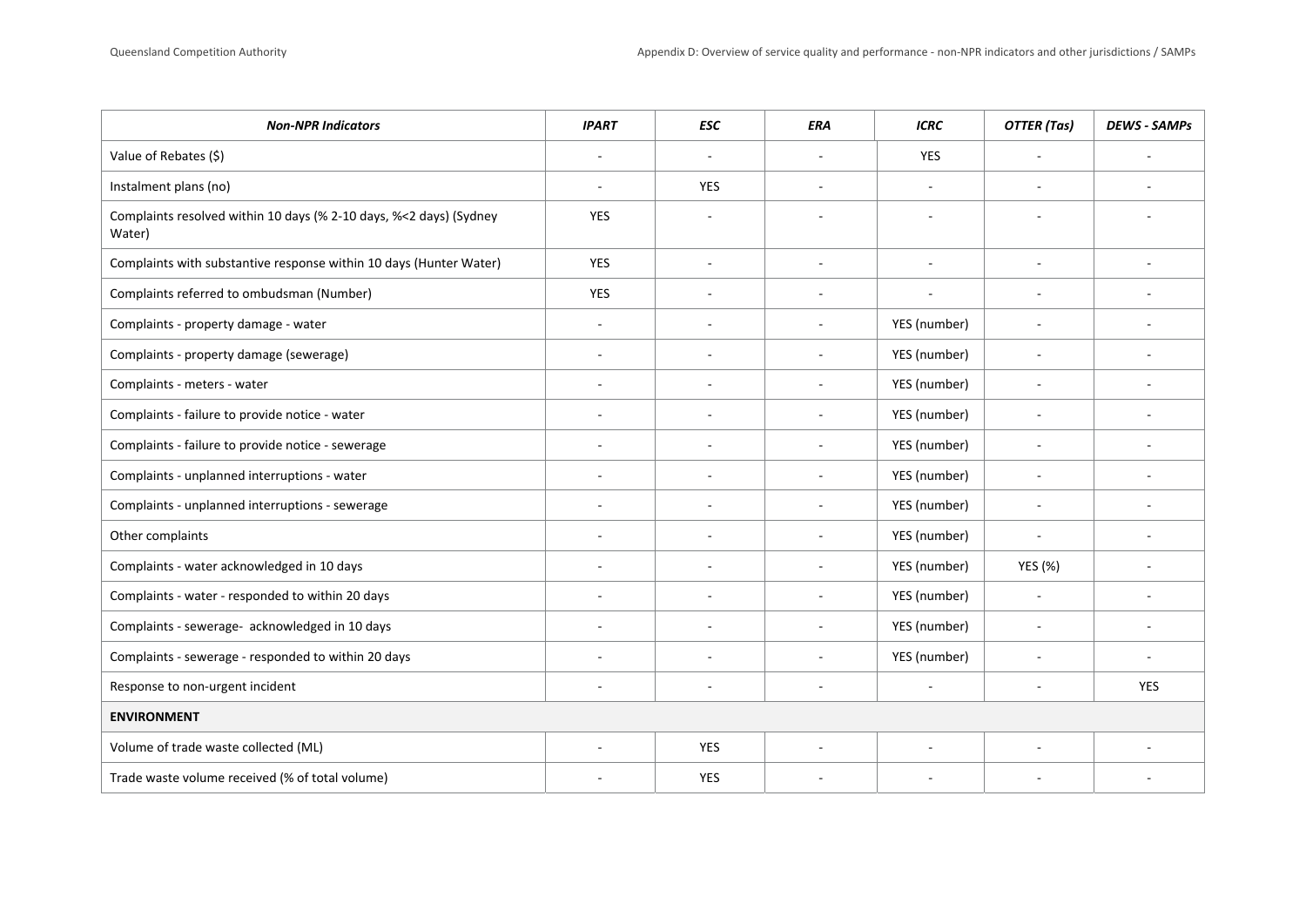| *Non-NPR Indicators* | *IPART* | *ESC* | *ERA* | *ICRC* | *OTTER (Tas)* | *DEWS - SAMPs* |
|---|---|---|---|---|---|---|
| Value of Rebates ($) | - | - | - | YES | - | - |
| Instalment plans (no) | - | YES | - | - | - | - |
| Complaints resolved within 10 days (% 2-10 days, %<2 days) (Sydney Water) | YES | - | - | - | - | - |
| Complaints with substantive response within 10 days (Hunter Water) | YES | - | - | - | - | - |
| Complaints referred to ombudsman (Number) | YES | - | - | - | - | - |
| Complaints - property damage - water | - | - | - | YES (number) | - | - |
| Complaints - property damage (sewerage) | - | - | - | YES (number) | - | - |
| Complaints - meters - water | - | - | - | YES (number) | - | - |
| Complaints - failure to provide notice - water | - | - | - | YES (number) | - | - |
| Complaints - failure to provide notice - sewerage | - | - | - | YES (number) | - | - |
| Complaints - unplanned interruptions - water | - | - | - | YES (number) | - | - |
| Complaints - unplanned interruptions - sewerage | - | - | - | YES (number) | - | - |
| Other complaints | - | - | - | YES (number) | - | - |
| Complaints - water acknowledged in 10 days | - | - | - | YES (number) | YES (%) | - |
| Complaints - water - responded to within 20 days | - | - | - | YES (number) | - | - |
| Complaints - sewerage- acknowledged in 10 days | - | - | - | YES (number) | - | - |
| Complaints - sewerage - responded to within 20 days | - | - | - | YES (number) | - | - |
| Response to non-urgent incident | - | - | - | - | - | YES |
| **ENVIRONMENT** | | | | | | |
| Volume of trade waste collected (ML) | - | YES | - | - | - | - |
| Trade waste volume received (% of total volume) | - | YES | - | - | - | - |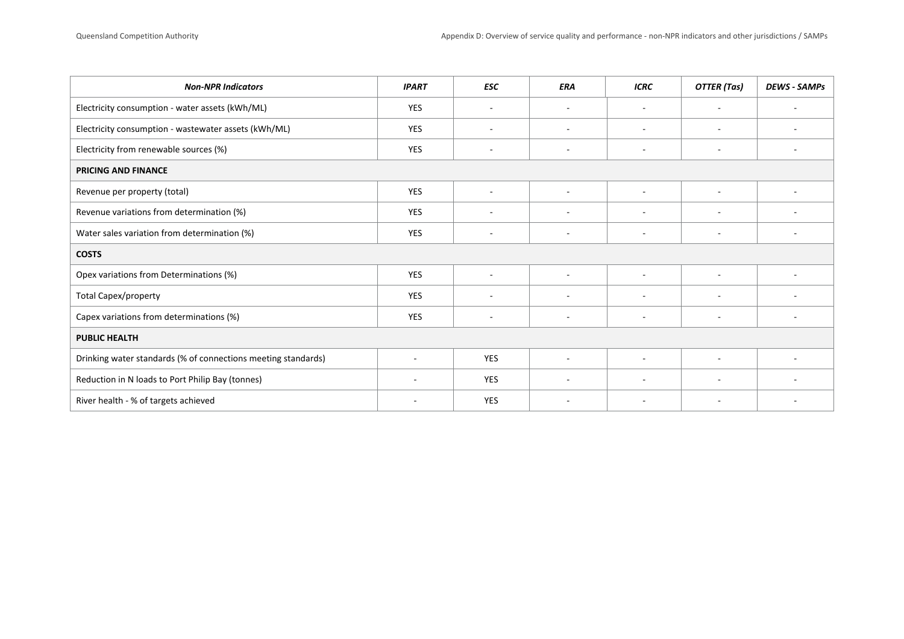| *Non-NPR Indicators* | *IPART* | *ESC* | *ERA* | *ICRC* | *OTTER (Tas)* | *DEWS - SAMPs* |
|---|---|---|---|---|---|---|
| Electricity consumption - water assets (kWh/ML) | YES | - | - | - | - | - |
| Electricity consumption - wastewater assets (kWh/ML) | YES | - | - | - | - | - |
| Electricity from renewable sources (%) | YES | - | - | - | - | - |
| **PRICING AND FINANCE** | | | | | | |
| Revenue per property (total) | YES | - | - | - | - | - |
| Revenue variations from determination (%) | YES | - | - | - | - | - |
| Water sales variation from determination (%) | YES | - | - | - | - | - |
| **COSTS** | | | | | | |
| Opex variations from Determinations (%) | YES | - | - | - | - | - |
| Total Capex/property | YES | - | - | - | - | - |
| Capex variations from determinations (%) | YES | - | - | - | - | - |
| **PUBLIC HEALTH** | | | | | | |
| Drinking water standards (% of connections meeting standards) | - | YES | - | - | - | - |
| Reduction in N loads to Port Philip Bay (tonnes) | - | YES | - | - | - | - |
| River health - % of targets achieved | - | YES | - | - | - | - |